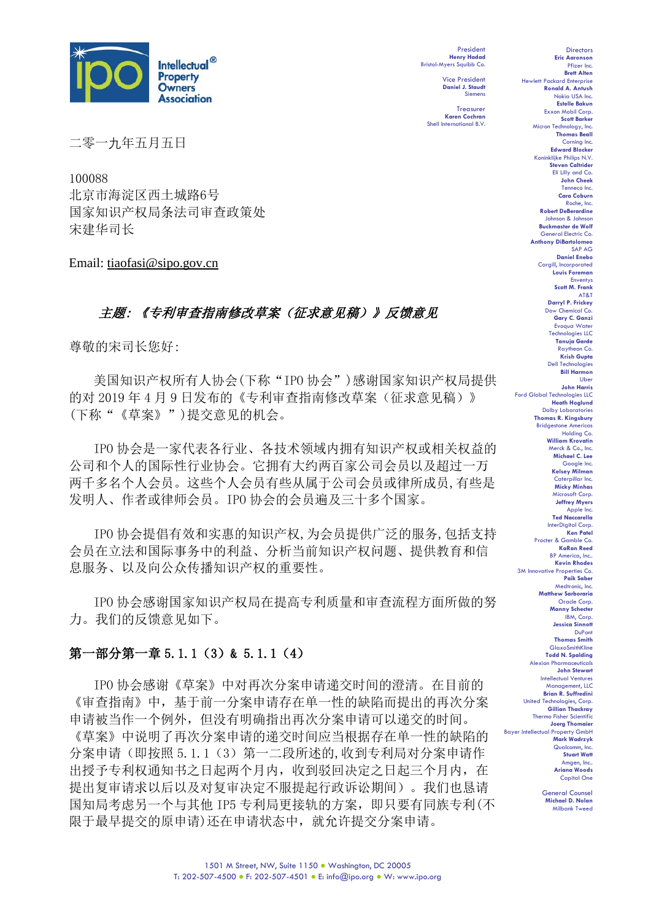Intellectual® Property Owners Association

President
**Henry Hadad**
Bristol-Myers Squibb Co.

Vice President
**Daniel J. Staudt**
Siemens

Treasurer
**Karen Cochran**
Shell International B.V.

Directors
**Eric Aaronson**
Pfizer Inc.
**Brett Alten**
Hewlett Packard Enterprise
**Ronald A. Antush**
Nokia USA Inc.
**Estelle Bakun**
Exxon Mobil Corp.
**Scott Barker**
Micron Technology, Inc.
**Thomas Beall**
Corning Inc.
**Edward Blocker**
Koninklijke Philips N.V.
**Steven Caltrider**
Eli Lilly and Co.
**John Cheek**
Tenneco Inc.
**Cara Coburn**
Roche, Inc.
**Robert DeBerardine**
Johnson & Johnson
**Buckmaster de Wolf**
General Electric Co.
**Anthony DiBartolomeo**
SAP AG
**Daniel Enebo**
Cargill, Incorporated
**Louis Foreman**
Enventys
**Scott M. Frank**
AT&T
**Darryl P. Frickey**
Dow Chemical Co.
**Gary C. Ganzi**
Evoqua Water Technologies LLC
**Tanuja Garde**
Raytheon Co.
**Krish Gupta**
Dell Technologies
**Bill Harmon**
Uber
**John Harris**
Ford Global Technologies LLC
**Heath Hoglund**
Dolby Laboratories
**Thomas R. Kingsbury**
Bridgestone Americas Holding Co.
**William Krovatin**
Merck & Co., Inc.
**Michael C. Lee**
Google Inc.
**Kelsey Milman**
Caterpillar Inc.
**Micky Minhas**
Microsoft Corp.
**Jeffrey Myers**
Apple Inc.
**Ted Naccarella**
InterDigital Corp.
**Ken Patel**
Procter & Gamble Co.
**KaRan Reed**
BP America, Inc.
**Kevin Rhodes**
3M Innovative Properties Co.
**Paik Saber**
Medtronic, Inc.
**Matthew Sarboraria**
Oracle Corp.
**Manny Schecter**
IBM, Corp.
**Jessica Sinnott**
DuPont
**Thomas Smith**
GlaxoSmithKline
**Todd N. Spalding**
Alexion Pharmaceuticals
**John Stewart**
Intellectual Ventures Management, LLC
**Brian R. Suffredini**
United Technologies, Corp.
**Gillian Thackray**
Thermo Fisher Scientific
**Joerg Thomaier**
Bayer Intellectual Property GmbH
**Mark Wadrzyk**
Qualcomm, Inc.
**Stuart Watt**
Amgen, Inc.
**Ariana Woods**
Capital One

General Counsel
**Michael D. Nolan**
Milbank Tweed

二零一九年五月五日

100088
北京市海淀区西土城路6号
国家知识产权局条法司审查政策处
宋建华司长

Email: tiaofasi@sipo.gov.cn

***主题：《专利审查指南修改草案（征求意见稿）》反馈意见***

尊敬的宋司长您好：

美国知识产权所有人协会(下称“IPO 协会”)感谢国家知识产权局提供的对 2019 年 4 月 9 日发布的《专利审查指南修改草案（征求意见稿）》(下称“《草案》”)提交意见的机会。

IPO 协会是一家代表各行业、各技术领域内拥有知识产权或相关权益的公司和个人的国际性行业协会。它拥有大约两百家公司会员以及超过一万两千多名个人会员。这些个人会员有些从属于公司会员或律所成员,有些是发明人、作者或律师会员。IPO 协会的会员遍及三十多个国家。

IPO 协会提倡有效和实惠的知识产权,为会员提供广泛的服务,包括支持会员在立法和国际事务中的利益、分析当前知识产权问题、提供教育和信息服务、以及向公众传播知识产权的重要性。

IPO 协会感谢国家知识产权局在提高专利质量和审查流程方面所做的努力。我们的反馈意见如下。

## 第一部分第一章 5.1.1（3）& 5.1.1（4）

IPO 协会感谢《草案》中对再次分案申请递交时间的澄清。在目前的《审查指南》中，基于前一分案申请存在单一性的缺陷而提出的再次分案申请被当作一个例外，但没有明确指出再次分案申请可以递交的时间。《草案》中说明了再次分案申请的递交时间应当根据存在单一性的缺陷的分案申请（即按照 5.1.1（3）第一二段所述的,收到专利局对分案申请作出授予专利权通知书之日起两个月内，收到驳回决定之日起三个月内，在提出复审请求以后以及对复审决定不服提起行政诉讼期间）。我们也恳请国知局考虑另一个与其他 IP5 专利局更接轨的方案，即只要有同族专利(不限于最早提交的原申请)还在申请状态中，就允许提交分案申请。

1501 M Street, NW, Suite 1150 • Washington, DC 20005
T: 202-507-4500 • F: 202-507-4501 • E: info@ipo.org • W: www.ipo.org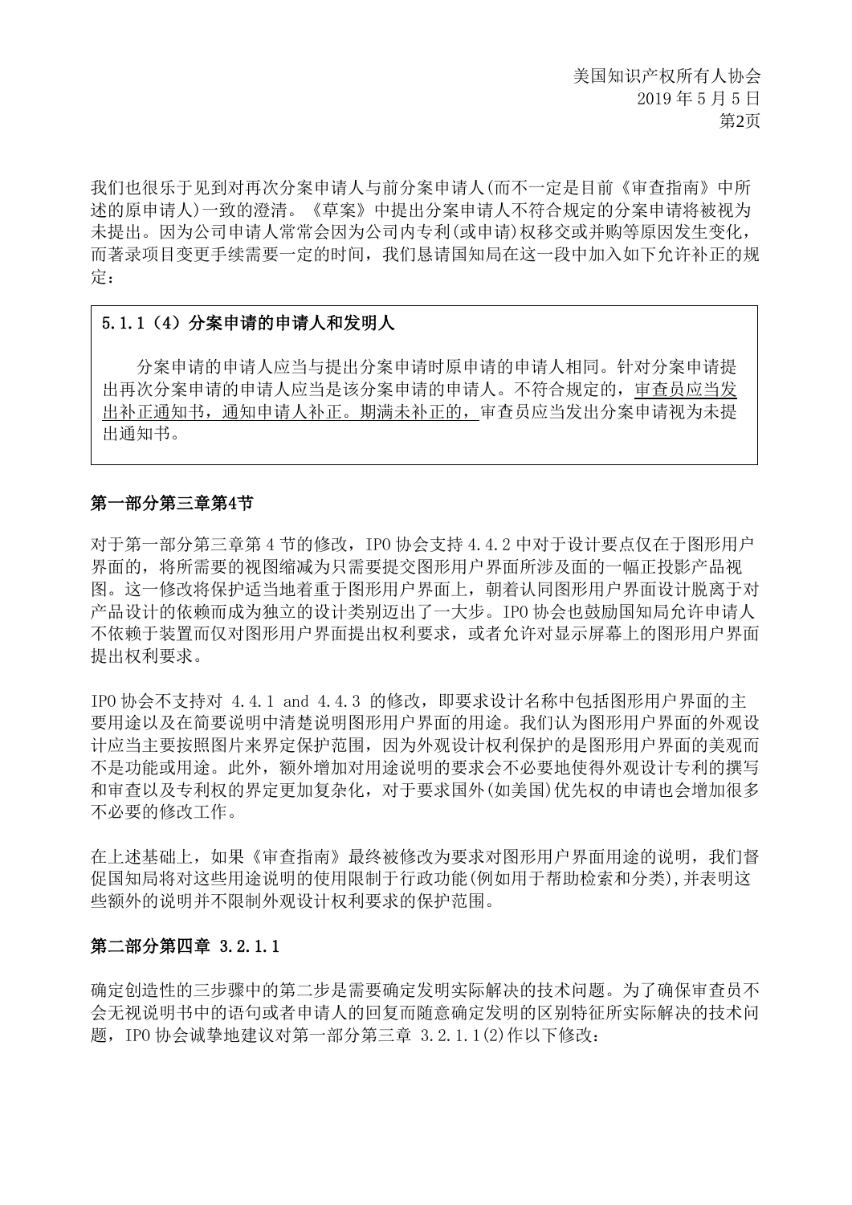我们也很乐于见到对再次分案申请人与前分案申请人(而不一定是目前《审查指南》中所述的原申请人)一致的澄清。《草案》中提出分案申请人不符合规定的分案申请将被视为未提出。因为公司申请人常常会因为公司内专利(或申请)权移交或并购等原因发生变化，而著录项目变更手续需要一定的时间，我们恳请国知局在这一段中加入如下允许补正的规定：

> **5.1.1（4）分案申请的申请人和发明人**
>
> 分案申请的申请人应当与提出分案申请时原申请的申请人相同。针对分案申请提出再次分案申请的申请人应当是该分案申请的申请人。不符合规定的，<u>审查员应当发出补正通知书，通知申请人补正。期满未补正的，</u>审查员应当发出分案申请视为未提出通知书。

### 第一部分第三章第4节

对于第一部分第三章第 4 节的修改，IPO 协会支持 4.4.2 中对于设计要点仅在于图形用户界面的，将所需要的视图缩减为只需要提交图形用户界面所涉及面的一幅正投影产品视图。这一修改将保护适当地着重于图形用户界面上，朝着认同图形用户界面设计脱离于对产品设计的依赖而成为独立的设计类别迈出了一大步。IPO 协会也鼓励国知局允许申请人不依赖于装置而仅对图形用户界面提出权利要求，或者允许对显示屏幕上的图形用户界面提出权利要求。

IPO 协会不支持对 4.4.1 and 4.4.3 的修改，即要求设计名称中包括图形用户界面的主要用途以及在简要说明中清楚说明图形用户界面的用途。我们认为图形用户界面的外观设计应当主要按照图片来界定保护范围，因为外观设计权利保护的是图形用户界面的美观而不是功能或用途。此外，额外增加对用途说明的要求会不必要地使得外观设计专利的撰写和审查以及专利权的界定更加复杂化，对于要求国外(如美国)优先权的申请也会增加很多不必要的修改工作。

在上述基础上，如果《审查指南》最终被修改为要求对图形用户界面用途的说明，我们督促国知局将对这些用途说明的使用限制于行政功能(例如用于帮助检索和分类),并表明这些额外的说明并不限制外观设计权利要求的保护范围。

### 第二部分第四章 3.2.1.1

确定创造性的三步骤中的第二步是需要确定发明实际解决的技术问题。为了确保审查员不会无视说明书中的语句或者申请人的回复而随意确定发明的区别特征所实际解决的技术问题，IPO 协会诚挚地建议对第一部分第三章 3.2.1.1(2)作以下修改：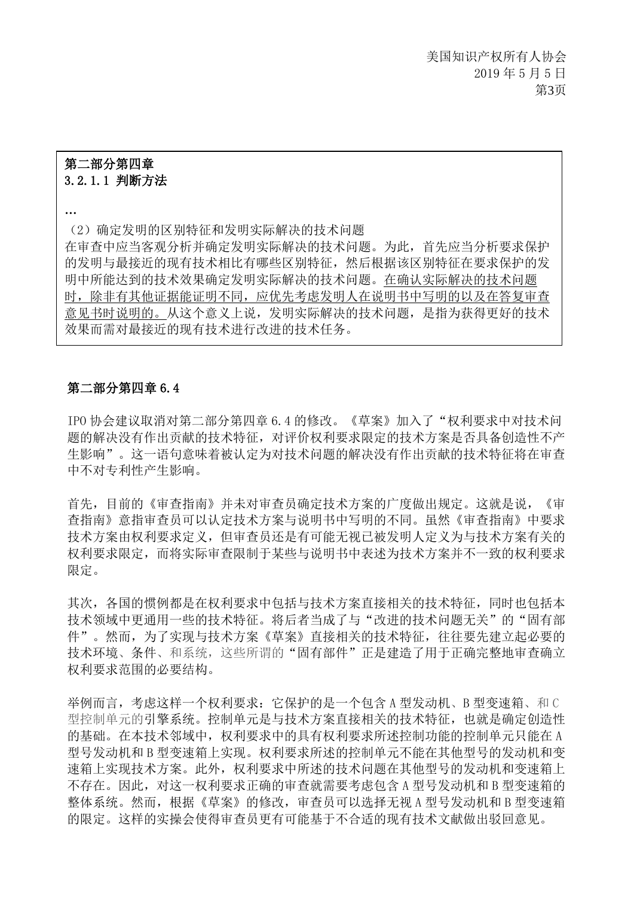**第二部分第四章**
**3.2.1.1 判断方法**

…

（2）确定发明的区别特征和发明实际解决的技术问题

在审查中应当客观分析并确定发明实际解决的技术问题。为此，首先应当分析要求保护的发明与最接近的现有技术相比有哪些区别特征，然后根据该区别特征在要求保护的发明中所能达到的技术效果确定发明实际解决的技术问题。<u>在确认实际解决的技术问题时，除非有其他证据能证明不同，应优先考虑发明人在说明书中写明的以及在答复审查意见书时说明的。</u>从这个意义上说，发明实际解决的技术问题，是指为获得更好的技术效果而需对最接近的现有技术进行改进的技术任务。

## 第二部分第四章 6.4

IPO 协会建议取消对第二部分第四章 6.4 的修改。《草案》加入了“权利要求中对技术问题的解决没有作出贡献的技术特征，对评价权利要求限定的技术方案是否具备创造性不产生影响”。这一语句意味着被认定为对技术问题的解决没有作出贡献的技术特征将在审查中不对专利性产生影响。

首先，目前的《审查指南》并未对审查员确定技术方案的广度做出规定。这就是说，《审查指南》意指审查员可以认定技术方案与说明书中写明的不同。虽然《审查指南》中要求技术方案由权利要求定义，但审查员还是有可能无视已被发明人定义为与技术方案有关的权利要求限定，而将实际审查限制于某些与说明书中表述为技术方案并不一致的权利要求限定。

其次，各国的惯例都是在权利要求中包括与技术方案直接相关的技术特征，同时也包括本技术领域中更通用一些的技术特征。将后者当成了与“改进的技术问题无关”的“固有部件”。然而，为了实现与技术方案《草案》直接相关的技术特征，往往要先建立起必要的技术环境、条件、和系统，这些所谓的“固有部件”正是建造了用于正确完整地审查确立权利要求范围的必要结构。

举例而言，考虑这样一个权利要求：它保护的是一个包含 A 型发动机、B 型变速箱、和 C 型控制单元的引擎系统。控制单元是与技术方案直接相关的技术特征，也就是确定创造性的基础。在本技术邻域中，权利要求中的具有权利要求所述控制功能的控制单元只能在 A 型号发动机和 B 型变速箱上实现。权利要求所述的控制单元不能在其他型号的发动机和变速箱上实现技术方案。此外，权利要求中所述的技术问题在其他型号的发动机和变速箱上不存在。因此，对这一权利要求正确的审查就需要考虑包含 A 型号发动机和 B 型变速箱的整体系统。然而，根据《草案》的修改，审查员可以选择无视 A 型号发动机和 B 型变速箱的限定。这样的实操会使得审查员更有可能基于不合适的现有技术文献做出驳回意见。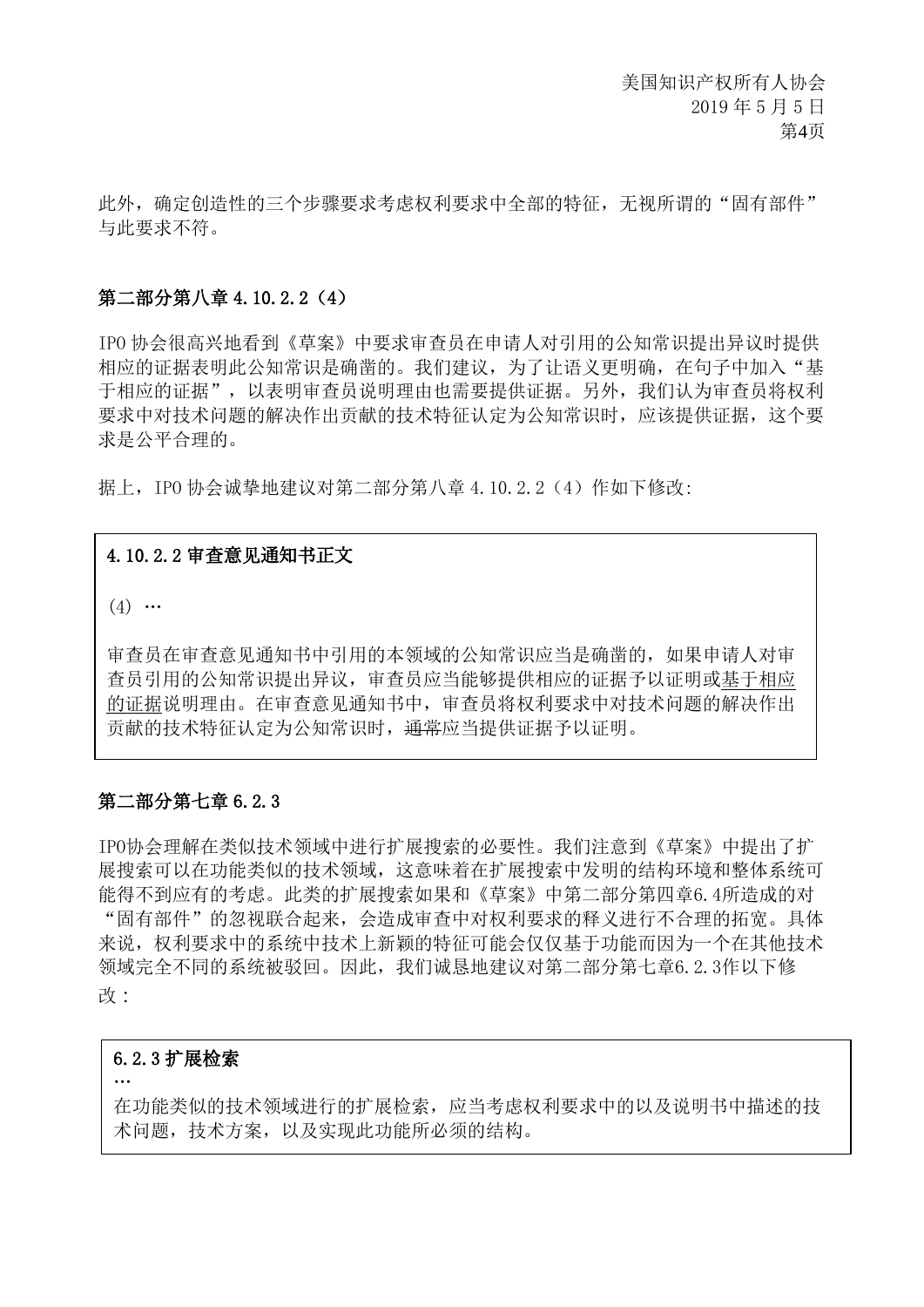此外，确定创造性的三个步骤要求考虑权利要求中全部的特征，无视所谓的“固有部件”与此要求不符。

**第二部分第八章 4.10.2.2（4）**

IPO 协会很高兴地看到《草案》中要求审查员在申请人对引用的公知常识提出异议时提供相应的证据表明此公知常识是确凿的。我们建议，为了让语义更明确，在句子中加入“基于相应的证据”，以表明审查员说明理由也需要提供证据。另外，我们认为审查员将权利要求中对技术问题的解决作出贡献的技术特征认定为公知常识时，应该提供证据，这个要求是公平合理的。

据上，IPO 协会诚挚地建议对第二部分第八章 4.10.2.2（4）作如下修改:

> **4.10.2.2 审查意见通知书正文**
>
> (4) …
>
> 审查员在审查意见通知书中引用的本领域的公知常识应当是确凿的，如果申请人对审查员引用的公知常识提出异议，审查员应当能够提供相应的证据予以证明或<u>基于相应的证据</u>说明理由。在审查意见通知书中，审查员将权利要求中对技术问题的解决作出贡献的技术特征认定为公知常识时，~~通常~~应当提供证据予以证明。

**第二部分第七章 6.2.3**

IPO协会理解在类似技术领域中进行扩展搜索的必要性。我们注意到《草案》中提出了扩展搜索可以在功能类似的技术领域，这意味着在扩展搜索中发明的结构环境和整体系统可能得不到应有的考虑。此类的扩展搜索如果和《草案》中第二部分第四章6.4所造成的对“固有部件”的忽视联合起来，会造成审查中对权利要求的释义进行不合理的拓宽。具体来说，权利要求中的系统中技术上新颖的特征可能会仅仅基于功能而因为一个在其他技术领域完全不同的系统被驳回。因此，我们诚恳地建议对第二部分第七章6.2.3作以下修改：

> **6.2.3 扩展检索**
>
> …
>
> 在功能类似的技术领域进行的扩展检索，应当考虑权利要求中的以及说明书中描述的技术问题，技术方案，以及实现此功能所必须的结构。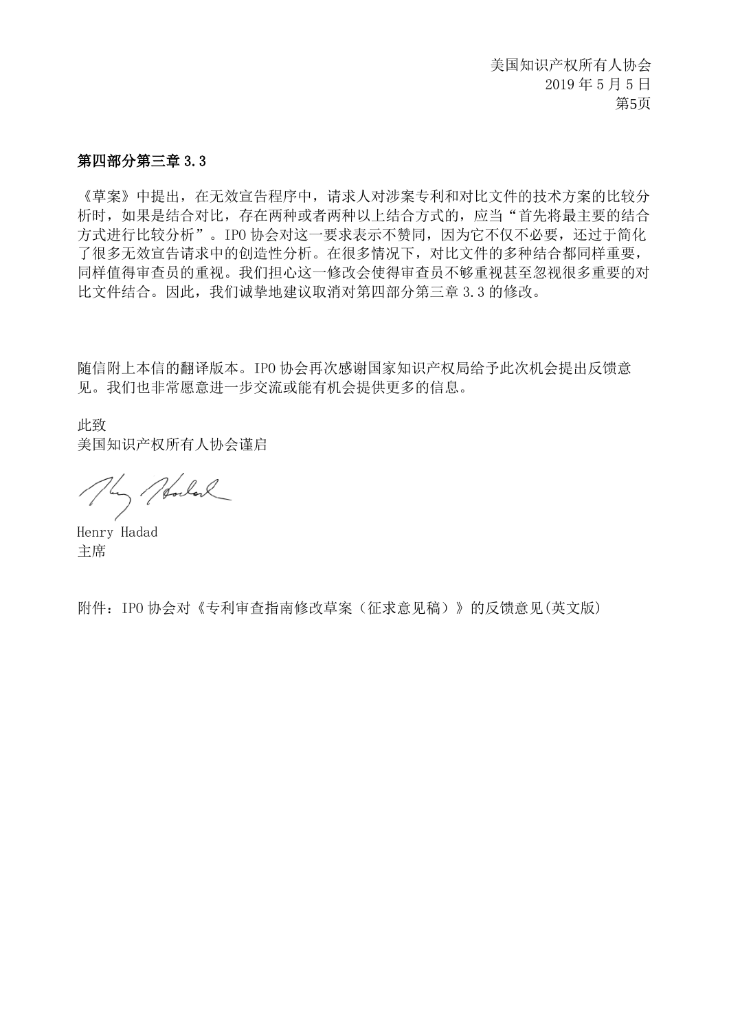**第四部分第三章 3.3**

《草案》中提出，在无效宣告程序中，请求人对涉案专利和对比文件的技术方案的比较分析时，如果是结合对比，存在两种或者两种以上结合方式的，应当“首先将最主要的结合方式进行比较分析”。IPO 协会对这一要求表示不赞同，因为它不仅不必要，还过于简化了很多无效宣告请求中的创造性分析。在很多情况下，对比文件的多种结合都同样重要，同样值得审查员的重视。我们担心这一修改会使得审查员不够重视甚至忽视很多重要的对比文件结合。因此，我们诚挚地建议取消对第四部分第三章 3.3 的修改。

随信附上本信的翻译版本。IPO 协会再次感谢国家知识产权局给予此次机会提出反馈意见。我们也非常愿意进一步交流或能有机会提供更多的信息。

此致
美国知识产权所有人协会谨启

Henry Hadad
主席

附件：IPO 协会对《专利审查指南修改草案（征求意见稿）》的反馈意见(英文版)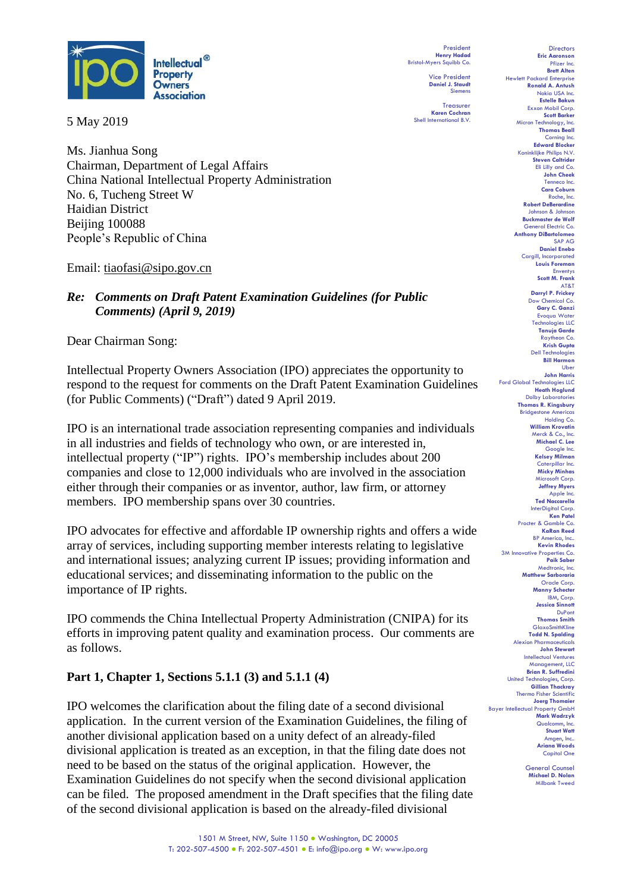Intellectual® Property Owners Association

President
**Henry Hadad**
Bristol-Myers Squibb Co.

Vice President
**Daniel J. Staudt**
Siemens

Treasurer
**Karen Cochran**
Shell International B.V.

Directors
**Eric Aaronson**
Pfizer Inc.
**Brett Alten**
Hewlett Packard Enterprise
**Ronald A. Antush**
Nokia USA Inc.
**Estelle Bakun**
Exxon Mobil Corp.
**Scott Barker**
Micron Technology, Inc.
**Thomas Beall**
Corning Inc.
**Edward Blocker**
Koninklijke Philips N.V.
**Steven Caltrider**
Eli Lilly and Co.
**John Cheek**
Tenneco Inc.
**Cara Coburn**
Roche, Inc.
**Robert DeBerardine**
Johnson & Johnson
**Buckmaster de Wolf**
General Electric Co.
**Anthony DiBartolomeo**
SAP AG
**Daniel Enebo**
Cargill, Incorporated
**Louis Foreman**
Enventys
**Scott M. Frank**
AT&T
**Darryl P. Frickey**
Dow Chemical Co.
**Gary C. Ganzi**
Evoqua Water Technologies LLC
**Tanuja Garde**
Raytheon Co.
**Krish Gupta**
Dell Technologies
**Bill Harmon**
Uber
**John Harris**
Ford Global Technologies LLC
**Heath Hoglund**
Dolby Laboratories
**Thomas R. Kingsbury**
Bridgestone Americas Holding Co.
**William Krovatin**
Merck & Co., Inc.
**Michael C. Lee**
Google Inc.
**Kelsey Milman**
Caterpillar Inc.
**Micky Minhas**
Microsoft Corp.
**Jeffrey Myers**
Apple Inc.
**Ted Naccarella**
InterDigital Corp.
**Ken Patel**
Procter & Gamble Co.
**KaRan Reed**
BP America, Inc..
**Kevin Rhodes**
3M Innovative Properties Co.
**Paik Saber**
Medtronic, Inc.
**Matthew Sarboraria**
Oracle Corp.
**Manny Schecter**
IBM, Corp.
**Jessica Sinnott**
DuPont
**Thomas Smith**
GlaxoSmithKline
**Todd N. Spalding**
Alexion Pharmaceuticals
**John Stewart**
Intellectual Ventures Management, LLC
**Brian R. Suffredini**
United Technologies, Corp.
**Gillian Thackray**
Thermo Fisher Scientific
**Joerg Thomaier**
Bayer Intellectual Property GmbH
**Mark Wadrzyk**
Qualcomm, Inc.
**Stuart Watt**
Amgen, Inc..
**Ariana Woods**
Capital One

General Counsel
**Michael D. Nolan**
Milbank Tweed

5 May 2019

Ms. Jianhua Song
Chairman, Department of Legal Affairs
China National Intellectual Property Administration
No. 6, Tucheng Street W
Haidian District
Beijing 100088
People's Republic of China

Email: tiaofasi@sipo.gov.cn

***Re: Comments on Draft Patent Examination Guidelines (for Public Comments) (April 9, 2019)***

Dear Chairman Song:

Intellectual Property Owners Association (IPO) appreciates the opportunity to respond to the request for comments on the Draft Patent Examination Guidelines (for Public Comments) ("Draft") dated 9 April 2019.

IPO is an international trade association representing companies and individuals in all industries and fields of technology who own, or are interested in, intellectual property ("IP") rights. IPO's membership includes about 200 companies and close to 12,000 individuals who are involved in the association either through their companies or as inventor, author, law firm, or attorney members. IPO membership spans over 30 countries.

IPO advocates for effective and affordable IP ownership rights and offers a wide array of services, including supporting member interests relating to legislative and international issues; analyzing current IP issues; providing information and educational services; and disseminating information to the public on the importance of IP rights.

IPO commends the China Intellectual Property Administration (CNIPA) for its efforts in improving patent quality and examination process. Our comments are as follows.

## Part 1, Chapter 1, Sections 5.1.1 (3) and 5.1.1 (4)

IPO welcomes the clarification about the filing date of a second divisional application. In the current version of the Examination Guidelines, the filing of another divisional application based on a unity defect of an already-filed divisional application is treated as an exception, in that the filing date does not need to be based on the status of the original application. However, the Examination Guidelines do not specify when the second divisional application can be filed. The proposed amendment in the Draft specifies that the filing date of the second divisional application is based on the already-filed divisional

1501 M Street, NW, Suite 1150 • Washington, DC 20005
T: 202-507-4500 • F: 202-507-4501 • E: info@ipo.org • W: www.ipo.org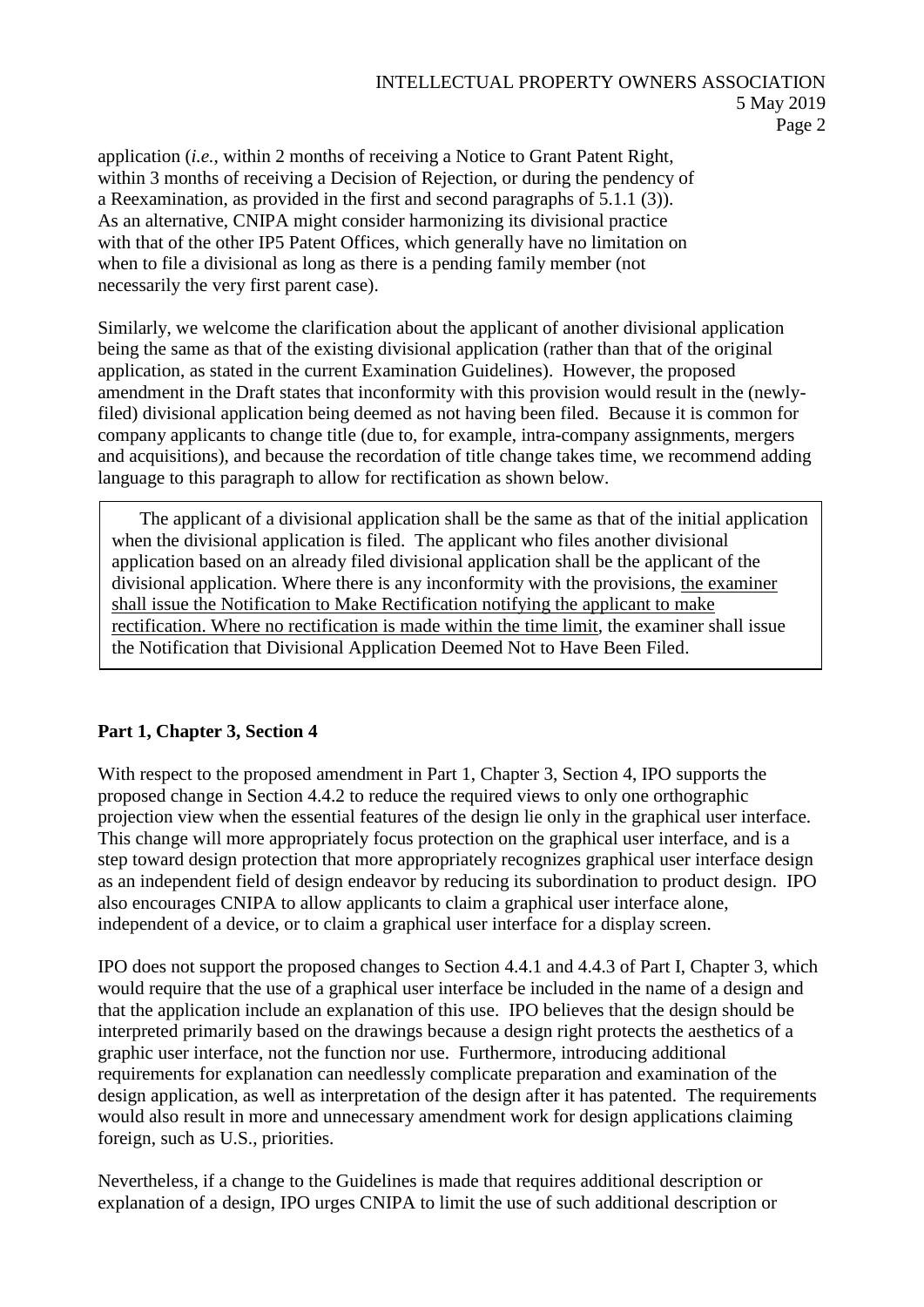application (*i.e.*, within 2 months of receiving a Notice to Grant Patent Right, within 3 months of receiving a Decision of Rejection, or during the pendency of a Reexamination, as provided in the first and second paragraphs of 5.1.1 (3)). As an alternative, CNIPA might consider harmonizing its divisional practice with that of the other IP5 Patent Offices, which generally have no limitation on when to file a divisional as long as there is a pending family member (not necessarily the very first parent case).

Similarly, we welcome the clarification about the applicant of another divisional application being the same as that of the existing divisional application (rather than that of the original application, as stated in the current Examination Guidelines). However, the proposed amendment in the Draft states that inconformity with this provision would result in the (newly-filed) divisional application being deemed as not having been filed. Because it is common for company applicants to change title (due to, for example, intra-company assignments, mergers and acquisitions), and because the recordation of title change takes time, we recommend adding language to this paragraph to allow for rectification as shown below.

> The applicant of a divisional application shall be the same as that of the initial application when the divisional application is filed. The applicant who files another divisional application based on an already filed divisional application shall be the applicant of the divisional application. Where there is any inconformity with the provisions, <u>the examiner shall issue the Notification to Make Rectification notifying the applicant to make rectification. Where no rectification is made within the time limit</u>, the examiner shall issue the Notification that Divisional Application Deemed Not to Have Been Filed.

**Part 1, Chapter 3, Section 4**

With respect to the proposed amendment in Part 1, Chapter 3, Section 4, IPO supports the proposed change in Section 4.4.2 to reduce the required views to only one orthographic projection view when the essential features of the design lie only in the graphical user interface. This change will more appropriately focus protection on the graphical user interface, and is a step toward design protection that more appropriately recognizes graphical user interface design as an independent field of design endeavor by reducing its subordination to product design. IPO also encourages CNIPA to allow applicants to claim a graphical user interface alone, independent of a device, or to claim a graphical user interface for a display screen.

IPO does not support the proposed changes to Section 4.4.1 and 4.4.3 of Part I, Chapter 3, which would require that the use of a graphical user interface be included in the name of a design and that the application include an explanation of this use. IPO believes that the design should be interpreted primarily based on the drawings because a design right protects the aesthetics of a graphic user interface, not the function nor use. Furthermore, introducing additional requirements for explanation can needlessly complicate preparation and examination of the design application, as well as interpretation of the design after it has patented. The requirements would also result in more and unnecessary amendment work for design applications claiming foreign, such as U.S., priorities.

Nevertheless, if a change to the Guidelines is made that requires additional description or explanation of a design, IPO urges CNIPA to limit the use of such additional description or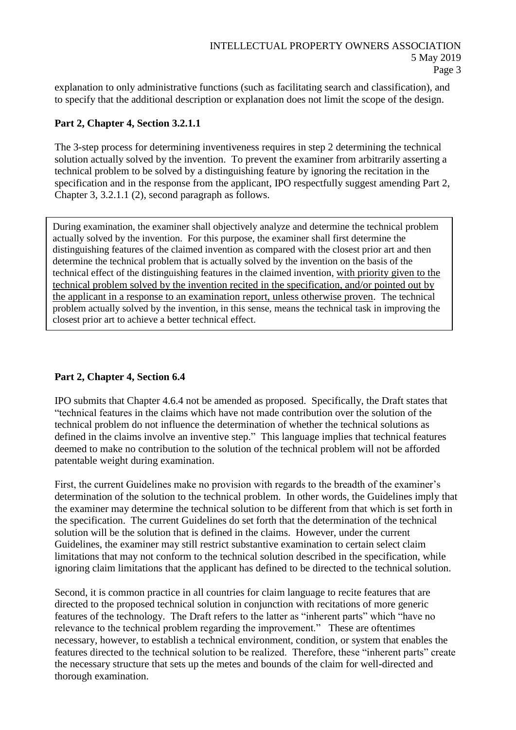explanation to only administrative functions (such as facilitating search and classification), and to specify that the additional description or explanation does not limit the scope of the design.

**Part 2, Chapter 4, Section 3.2.1.1**

The 3-step process for determining inventiveness requires in step 2 determining the technical solution actually solved by the invention. To prevent the examiner from arbitrarily asserting a technical problem to be solved by a distinguishing feature by ignoring the recitation in the specification and in the response from the applicant, IPO respectfully suggest amending Part 2, Chapter 3, 3.2.1.1 (2), second paragraph as follows.

> During examination, the examiner shall objectively analyze and determine the technical problem actually solved by the invention. For this purpose, the examiner shall first determine the distinguishing features of the claimed invention as compared with the closest prior art and then determine the technical problem that is actually solved by the invention on the basis of the technical effect of the distinguishing features in the claimed invention, <u>with priority given to the technical problem solved by the invention recited in the specification, and/or pointed out by the applicant in a response to an examination report, unless otherwise proven</u>. The technical problem actually solved by the invention, in this sense, means the technical task in improving the closest prior art to achieve a better technical effect.

**Part 2, Chapter 4, Section 6.4**

IPO submits that Chapter 4.6.4 not be amended as proposed. Specifically, the Draft states that "technical features in the claims which have not made contribution over the solution of the technical problem do not influence the determination of whether the technical solutions as defined in the claims involve an inventive step." This language implies that technical features deemed to make no contribution to the solution of the technical problem will not be afforded patentable weight during examination.

First, the current Guidelines make no provision with regards to the breadth of the examiner's determination of the solution to the technical problem. In other words, the Guidelines imply that the examiner may determine the technical solution to be different from that which is set forth in the specification. The current Guidelines do set forth that the determination of the technical solution will be the solution that is defined in the claims. However, under the current Guidelines, the examiner may still restrict substantive examination to certain select claim limitations that may not conform to the technical solution described in the specification, while ignoring claim limitations that the applicant has defined to be directed to the technical solution.

Second, it is common practice in all countries for claim language to recite features that are directed to the proposed technical solution in conjunction with recitations of more generic features of the technology. The Draft refers to the latter as "inherent parts" which "have no relevance to the technical problem regarding the improvement." These are oftentimes necessary, however, to establish a technical environment, condition, or system that enables the features directed to the technical solution to be realized. Therefore, these "inherent parts" create the necessary structure that sets up the metes and bounds of the claim for well-directed and thorough examination.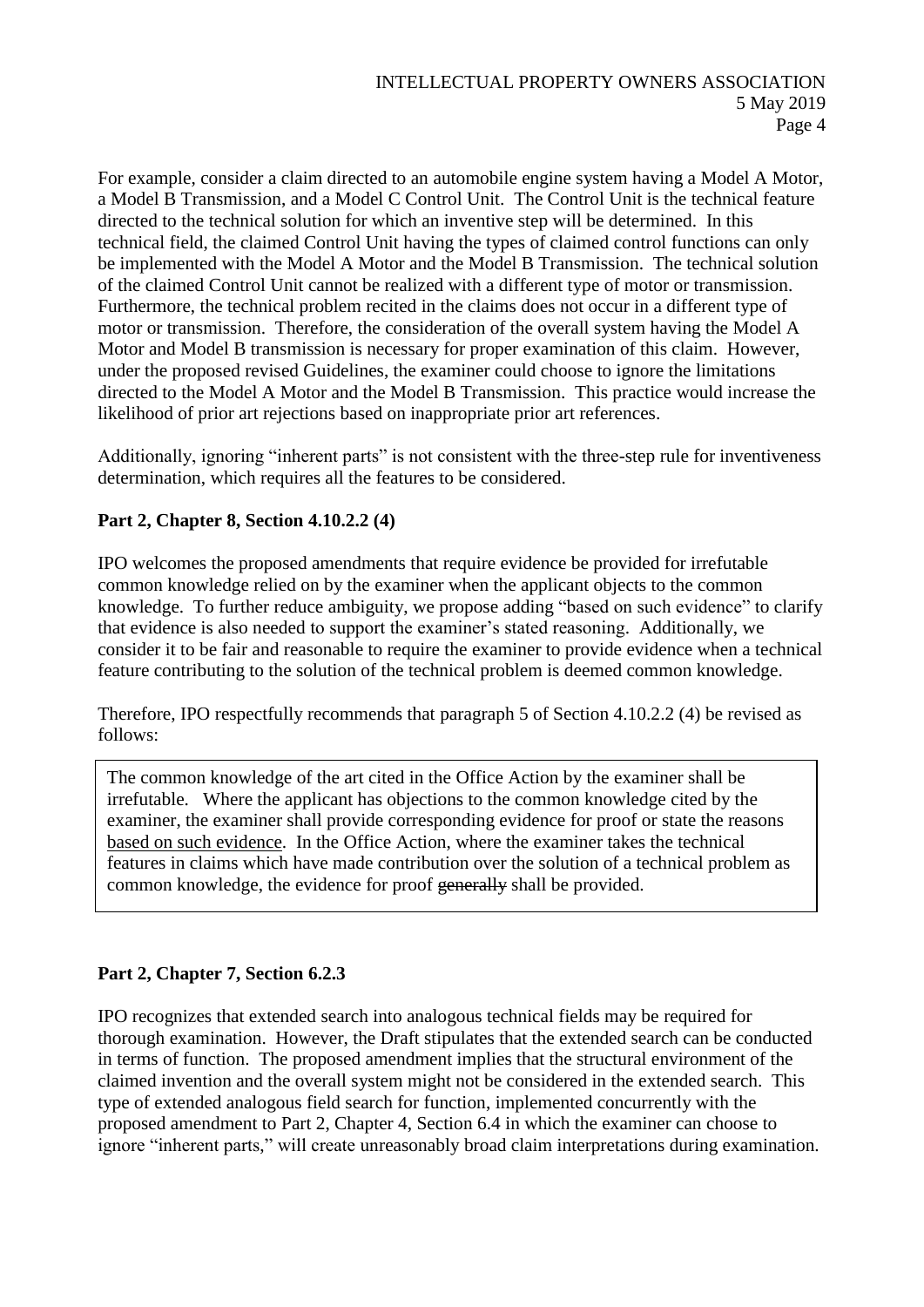For example, consider a claim directed to an automobile engine system having a Model A Motor, a Model B Transmission, and a Model C Control Unit. The Control Unit is the technical feature directed to the technical solution for which an inventive step will be determined. In this technical field, the claimed Control Unit having the types of claimed control functions can only be implemented with the Model A Motor and the Model B Transmission. The technical solution of the claimed Control Unit cannot be realized with a different type of motor or transmission. Furthermore, the technical problem recited in the claims does not occur in a different type of motor or transmission. Therefore, the consideration of the overall system having the Model A Motor and Model B transmission is necessary for proper examination of this claim. However, under the proposed revised Guidelines, the examiner could choose to ignore the limitations directed to the Model A Motor and the Model B Transmission. This practice would increase the likelihood of prior art rejections based on inappropriate prior art references.

Additionally, ignoring "inherent parts" is not consistent with the three-step rule for inventiveness determination, which requires all the features to be considered.

**Part 2, Chapter 8, Section 4.10.2.2 (4)**

IPO welcomes the proposed amendments that require evidence be provided for irrefutable common knowledge relied on by the examiner when the applicant objects to the common knowledge. To further reduce ambiguity, we propose adding "based on such evidence" to clarify that evidence is also needed to support the examiner's stated reasoning. Additionally, we consider it to be fair and reasonable to require the examiner to provide evidence when a technical feature contributing to the solution of the technical problem is deemed common knowledge.

Therefore, IPO respectfully recommends that paragraph 5 of Section 4.10.2.2 (4) be revised as follows:

> The common knowledge of the art cited in the Office Action by the examiner shall be irrefutable. Where the applicant has objections to the common knowledge cited by the examiner, the examiner shall provide corresponding evidence for proof or state the reasons <u>based on such evidence</u>. In the Office Action, where the examiner takes the technical features in claims which have made contribution over the solution of a technical problem as common knowledge, the evidence for proof ~~generally~~ shall be provided.

**Part 2, Chapter 7, Section 6.2.3**

IPO recognizes that extended search into analogous technical fields may be required for thorough examination. However, the Draft stipulates that the extended search can be conducted in terms of function. The proposed amendment implies that the structural environment of the claimed invention and the overall system might not be considered in the extended search. This type of extended analogous field search for function, implemented concurrently with the proposed amendment to Part 2, Chapter 4, Section 6.4 in which the examiner can choose to ignore "inherent parts," will create unreasonably broad claim interpretations during examination.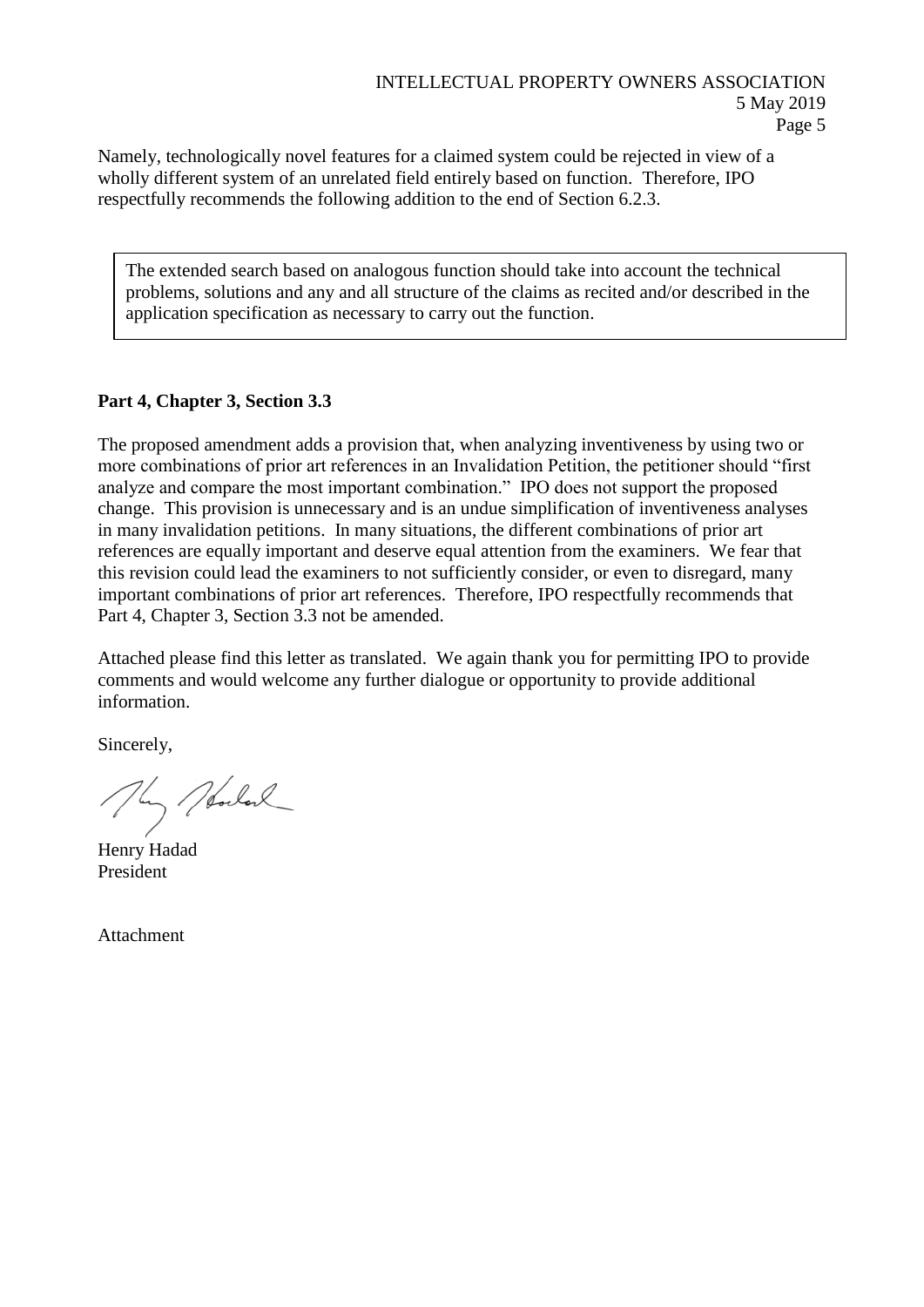Namely, technologically novel features for a claimed system could be rejected in view of a wholly different system of an unrelated field entirely based on function. Therefore, IPO respectfully recommends the following addition to the end of Section 6.2.3.

> The extended search based on analogous function should take into account the technical problems, solutions and any and all structure of the claims as recited and/or described in the application specification as necessary to carry out the function.

**Part 4, Chapter 3, Section 3.3**

The proposed amendment adds a provision that, when analyzing inventiveness by using two or more combinations of prior art references in an Invalidation Petition, the petitioner should "first analyze and compare the most important combination." IPO does not support the proposed change. This provision is unnecessary and is an undue simplification of inventiveness analyses in many invalidation petitions. In many situations, the different combinations of prior art references are equally important and deserve equal attention from the examiners. We fear that this revision could lead the examiners to not sufficiently consider, or even to disregard, many important combinations of prior art references. Therefore, IPO respectfully recommends that Part 4, Chapter 3, Section 3.3 not be amended.

Attached please find this letter as translated. We again thank you for permitting IPO to provide comments and would welcome any further dialogue or opportunity to provide additional information.

Sincerely,

Henry Hadad
President

Attachment